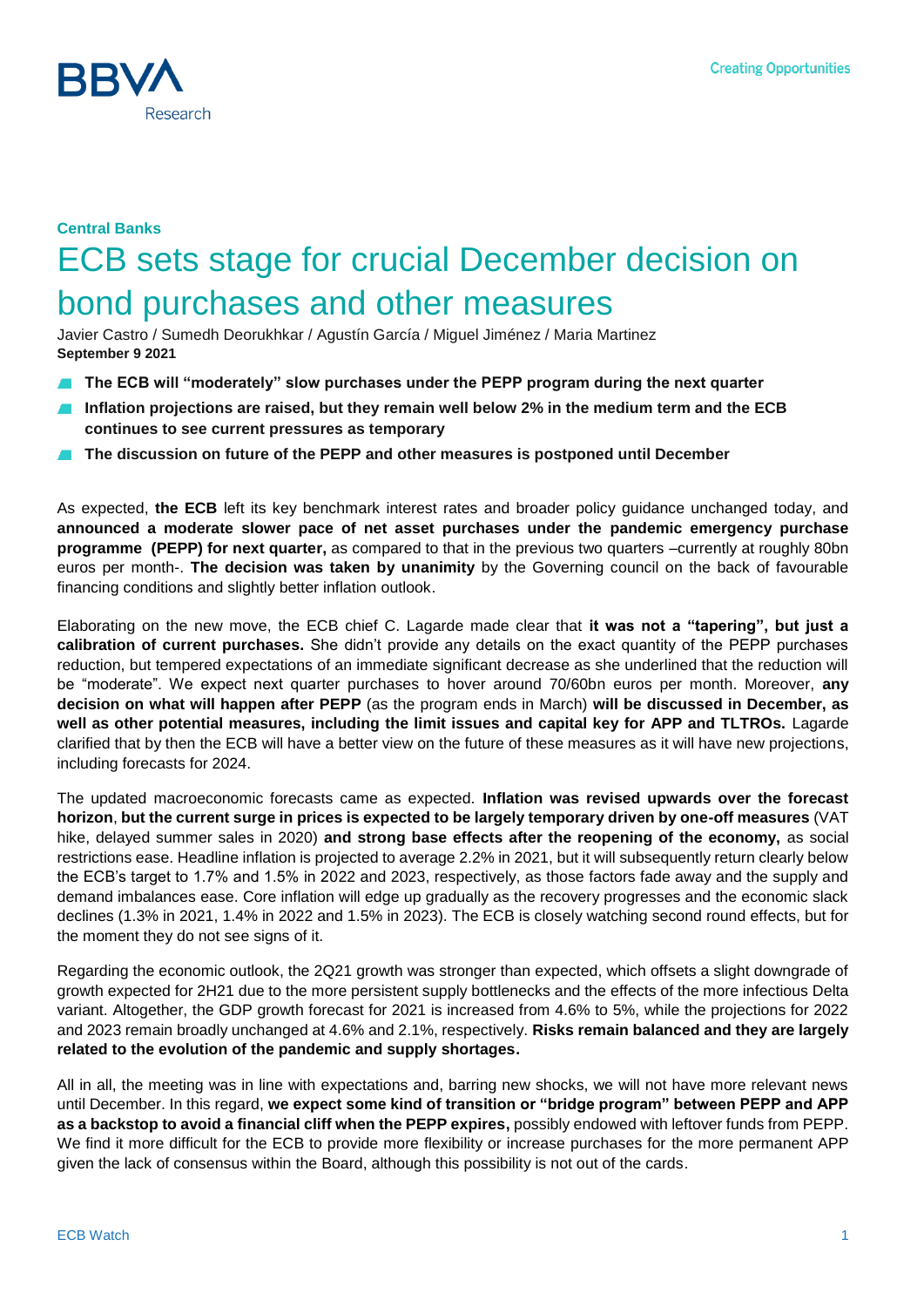**Central Banks**

# ECB sets stage for crucial December decision on bond purchases and other measures

Javier Castro / Sumedh Deorukhkar / Agustín García / Miguel Jiménez / Maria Martinez
**September 9 2021**

- **The ECB will "moderately" slow purchases under the PEPP program during the next quarter**
- **Inflation projections are raised, but they remain well below 2% in the medium term and the ECB continues to see current pressures as temporary**
- **The discussion on future of the PEPP and other measures is postponed until December**

As expected, **the ECB** left its key benchmark interest rates and broader policy guidance unchanged today, and **announced a moderate slower pace of net asset purchases under the pandemic emergency purchase programme (PEPP) for next quarter,** as compared to that in the previous two quarters –currently at roughly 80bn euros per month-. **The decision was taken by unanimity** by the Governing council on the back of favourable financing conditions and slightly better inflation outlook.

Elaborating on the new move, the ECB chief C. Lagarde made clear that **it was not a "tapering", but just a calibration of current purchases.** She didn't provide any details on the exact quantity of the PEPP purchases reduction, but tempered expectations of an immediate significant decrease as she underlined that the reduction will be "moderate". We expect next quarter purchases to hover around 70/60bn euros per month. Moreover, **any decision on what will happen after PEPP** (as the program ends in March) **will be discussed in December, as well as other potential measures, including the limit issues and capital key for APP and TLTROs.** Lagarde clarified that by then the ECB will have a better view on the future of these measures as it will have new projections, including forecasts for 2024.

The updated macroeconomic forecasts came as expected. **Inflation was revised upwards over the forecast horizon**, **but the current surge in prices is expected to be largely temporary driven by one-off measures** (VAT hike, delayed summer sales in 2020) **and strong base effects after the reopening of the economy,** as social restrictions ease. Headline inflation is projected to average 2.2% in 2021, but it will subsequently return clearly below the ECB's target to 1.7% and 1.5% in 2022 and 2023, respectively, as those factors fade away and the supply and demand imbalances ease. Core inflation will edge up gradually as the recovery progresses and the economic slack declines (1.3% in 2021, 1.4% in 2022 and 1.5% in 2023). The ECB is closely watching second round effects, but for the moment they do not see signs of it.

Regarding the economic outlook, the 2Q21 growth was stronger than expected, which offsets a slight downgrade of growth expected for 2H21 due to the more persistent supply bottlenecks and the effects of the more infectious Delta variant. Altogether, the GDP growth forecast for 2021 is increased from 4.6% to 5%, while the projections for 2022 and 2023 remain broadly unchanged at 4.6% and 2.1%, respectively. **Risks remain balanced and they are largely related to the evolution of the pandemic and supply shortages.**

All in all, the meeting was in line with expectations and, barring new shocks, we will not have more relevant news until December. In this regard, **we expect some kind of transition or "bridge program" between PEPP and APP as a backstop to avoid a financial cliff when the PEPP expires,** possibly endowed with leftover funds from PEPP. We find it more difficult for the ECB to provide more flexibility or increase purchases for the more permanent APP given the lack of consensus within the Board, although this possibility is not out of the cards.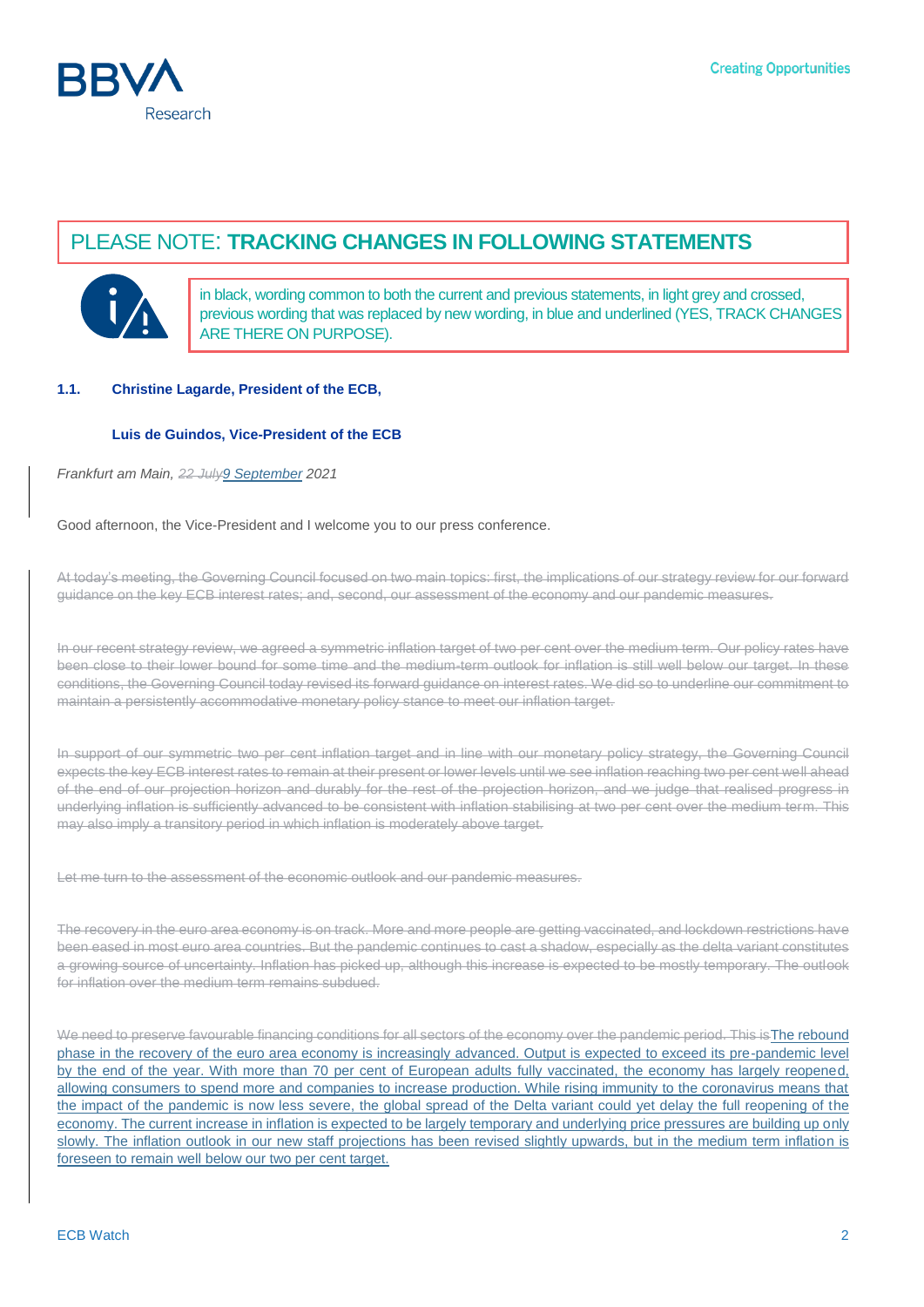## PLEASE NOTE: **TRACKING CHANGES IN FOLLOWING STATEMENTS**

in black, wording common to both the current and previous statements, in light grey and crossed, previous wording that was replaced by new wording, in blue and underlined (YES, TRACK CHANGES ARE THERE ON PURPOSE).

### 1.1. Christine Lagarde, President of the ECB,

**Luis de Guindos, Vice-President of the ECB**

*Frankfurt am Main, ~~22 July~~<u>9 September</u> 2021*

Good afternoon, the Vice-President and I welcome you to our press conference.

~~At today's meeting, the Governing Council focused on two main topics: first, the implications of our strategy review for our forward guidance on the key ECB interest rates; and, second, our assessment of the economy and our pandemic measures.~~

~~In our recent strategy review, we agreed a symmetric inflation target of two per cent over the medium term. Our policy rates have been close to their lower bound for some time and the medium-term outlook for inflation is still well below our target. In these conditions, the Governing Council today revised its forward guidance on interest rates. We did so to underline our commitment to maintain a persistently accommodative monetary policy stance to meet our inflation target.~~

~~In support of our symmetric two per cent inflation target and in line with our monetary policy strategy, the Governing Council expects the key ECB interest rates to remain at their present or lower levels until we see inflation reaching two per cent well ahead of the end of our projection horizon and durably for the rest of the projection horizon, and we judge that realised progress in underlying inflation is sufficiently advanced to be consistent with inflation stabilising at two per cent over the medium term. This may also imply a transitory period in which inflation is moderately above target.~~

~~Let me turn to the assessment of the economic outlook and our pandemic measures.~~

~~The recovery in the euro area economy is on track. More and more people are getting vaccinated, and lockdown restrictions have been eased in most euro area countries. But the pandemic continues to cast a shadow, especially as the delta variant constitutes a growing source of uncertainty. Inflation has picked up, although this increase is expected to be mostly temporary. The outlook for inflation over the medium term remains subdued.~~

~~We need to preserve favourable financing conditions for all sectors of the economy over the pandemic period. This is~~<u>The rebound phase in the recovery of the euro area economy is increasingly advanced. Output is expected to exceed its pre-pandemic level by the end of the year. With more than 70 per cent of European adults fully vaccinated, the economy has largely reopened, allowing consumers to spend more and companies to increase production. While rising immunity to the coronavirus means that the impact of the pandemic is now less severe, the global spread of the Delta variant could yet delay the full reopening of the economy. The current increase in inflation is expected to be largely temporary and underlying price pressures are building up only slowly. The inflation outlook in our new staff projections has been revised slightly upwards, but in the medium term inflation is foreseen to remain well below our two per cent target.</u>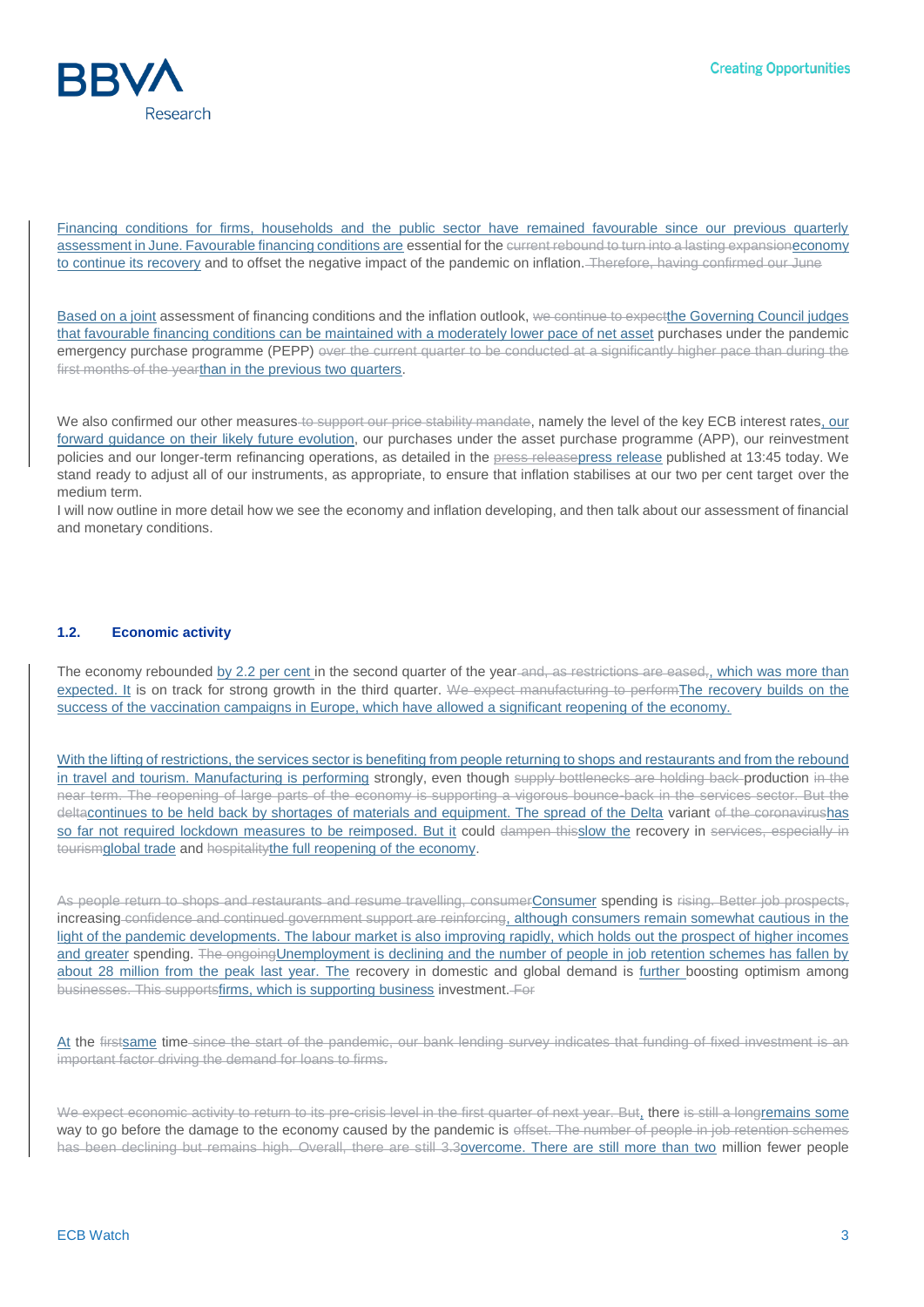Financing conditions for firms, households and the public sector have remained favourable since our previous quarterly assessment in June. Favourable financing conditions are essential for the ~~current rebound to turn into a lasting expansion~~economy to continue its recovery and to offset the negative impact of the pandemic on inflation. ~~Therefore, having confirmed our June~~

Based on a joint assessment of financing conditions and the inflation outlook, ~~we continue to expect~~the Governing Council judges that favourable financing conditions can be maintained with a moderately lower pace of net asset purchases under the pandemic emergency purchase programme (PEPP) ~~over the current quarter to be conducted at a significantly higher pace than during the first months of the year~~than in the previous two quarters.

We also confirmed our other measures ~~to support our price stability mandate~~, namely the level of the key ECB interest rates, our forward guidance on their likely future evolution, our purchases under the asset purchase programme (APP), our reinvestment policies and our longer-term refinancing operations, as detailed in the ~~press release~~press release published at 13:45 today. We stand ready to adjust all of our instruments, as appropriate, to ensure that inflation stabilises at our two per cent target over the medium term.

I will now outline in more detail how we see the economy and inflation developing, and then talk about our assessment of financial and monetary conditions.

### 1.2. Economic activity

The economy rebounded by 2.2 per cent in the second quarter of the year ~~and, as restrictions are eased,~~, which was more than expected. It is on track for strong growth in the third quarter. ~~We expect manufacturing to perform~~The recovery builds on the success of the vaccination campaigns in Europe, which have allowed a significant reopening of the economy.

With the lifting of restrictions, the services sector is benefiting from people returning to shops and restaurants and from the rebound in travel and tourism. Manufacturing is performing strongly, even though ~~supply bottlenecks are holding back~~ production ~~in the near term. The reopening of large parts of the economy is supporting a vigorous bounce-back in the services sector. But the delta~~continues to be held back by shortages of materials and equipment. The spread of the Delta variant ~~of the coronavirus~~has so far not required lockdown measures to be reimposed. But it could ~~dampen this~~slow the recovery in ~~services, especially in tourism~~global trade and ~~hospitality~~the full reopening of the economy.

~~As people return to shops and restaurants and resume travelling, consumer~~Consumer spending is ~~rising. Better job prospects,~~ increasing ~~confidence and continued government support are reinforcing~~, although consumers remain somewhat cautious in the light of the pandemic developments. The labour market is also improving rapidly, which holds out the prospect of higher incomes and greater spending. ~~The ongoing~~Unemployment is declining and the number of people in job retention schemes has fallen by about 28 million from the peak last year. The recovery in domestic and global demand is further boosting optimism among ~~businesses. This supports~~firms, which is supporting business investment. ~~For~~

At the ~~first~~same time ~~since the start of the pandemic, our bank lending survey indicates that funding of fixed investment is an important factor driving the demand for loans to firms.~~

~~We expect economic activity to return to its pre-crisis level in the first quarter of next year. But~~, there ~~is still a long~~remains some way to go before the damage to the economy caused by the pandemic is ~~offset. The number of people in job retention schemes has been declining but remains high. Overall, there are still 3.3~~overcome. There are still more than two million fewer people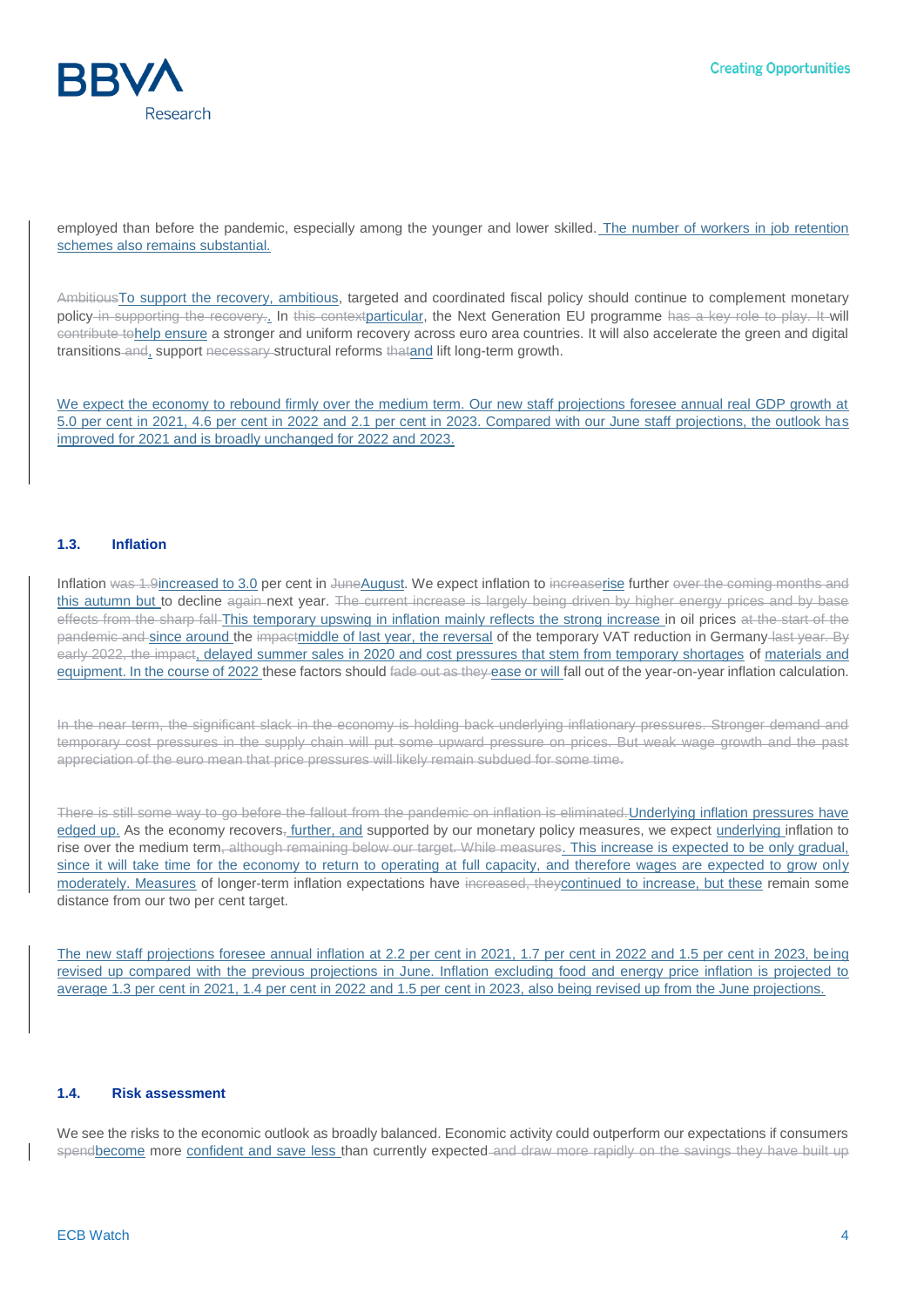employed than before the pandemic, especially among the younger and lower skilled. The number of workers in job retention schemes also remains substantial.

~~Ambitious~~To support the recovery, ambitious, targeted and coordinated fiscal policy should continue to complement monetary policy~~ in supporting the recovery.~~. In ~~this context~~particular, the Next Generation EU programme ~~has a key role to play. It~~ will ~~contribute to~~help ensure a stronger and uniform recovery across euro area countries. It will also accelerate the green and digital transitions~~ and~~, support ~~necessary~~ structural reforms ~~that~~and lift long-term growth.

We expect the economy to rebound firmly over the medium term. Our new staff projections foresee annual real GDP growth at 5.0 per cent in 2021, 4.6 per cent in 2022 and 2.1 per cent in 2023. Compared with our June staff projections, the outlook has improved for 2021 and is broadly unchanged for 2022 and 2023.

### 1.3. Inflation

Inflation ~~was 1.9~~increased to 3.0 per cent in ~~June~~August. We expect inflation to ~~increase~~rise further ~~over the coming months and~~ this autumn but to decline ~~again~~ next year. ~~The current increase is largely being driven by higher energy prices and by base effects from the sharp fall~~ This temporary upswing in inflation mainly reflects the strong increase in oil prices ~~at the start of the pandemic and~~ since around the ~~impact~~middle of last year, the reversal of the temporary VAT reduction in Germany~~ last year. By early 2022, the impact~~, delayed summer sales in 2020 and cost pressures that stem from temporary shortages of materials and equipment. In the course of 2022 these factors should ~~fade out as they~~ ease or will fall out of the year-on-year inflation calculation.

~~In the near term, the significant slack in the economy is holding back underlying inflationary pressures. Stronger demand and temporary cost pressures in the supply chain will put some upward pressure on prices. But weak wage growth and the past appreciation of the euro mean that price pressures will likely remain subdued for some time.~~

~~There is still some way to go before the fallout from the pandemic on inflation is eliminated.~~Underlying inflation pressures have edged up. As the economy recovers~~,~~ further, and supported by our monetary policy measures, we expect underlying inflation to rise over the medium term~~, although remaining below our target. While measures~~. This increase is expected to be only gradual, since it will take time for the economy to return to operating at full capacity, and therefore wages are expected to grow only moderately. Measures of longer-term inflation expectations have ~~increased, they~~continued to increase, but these remain some distance from our two per cent target.

The new staff projections foresee annual inflation at 2.2 per cent in 2021, 1.7 per cent in 2022 and 1.5 per cent in 2023, being revised up compared with the previous projections in June. Inflation excluding food and energy price inflation is projected to average 1.3 per cent in 2021, 1.4 per cent in 2022 and 1.5 per cent in 2023, also being revised up from the June projections.

### 1.4. Risk assessment

We see the risks to the economic outlook as broadly balanced. Economic activity could outperform our expectations if consumers ~~spend~~become more confident and save less than currently expected~~ and draw more rapidly on the savings they have built up~~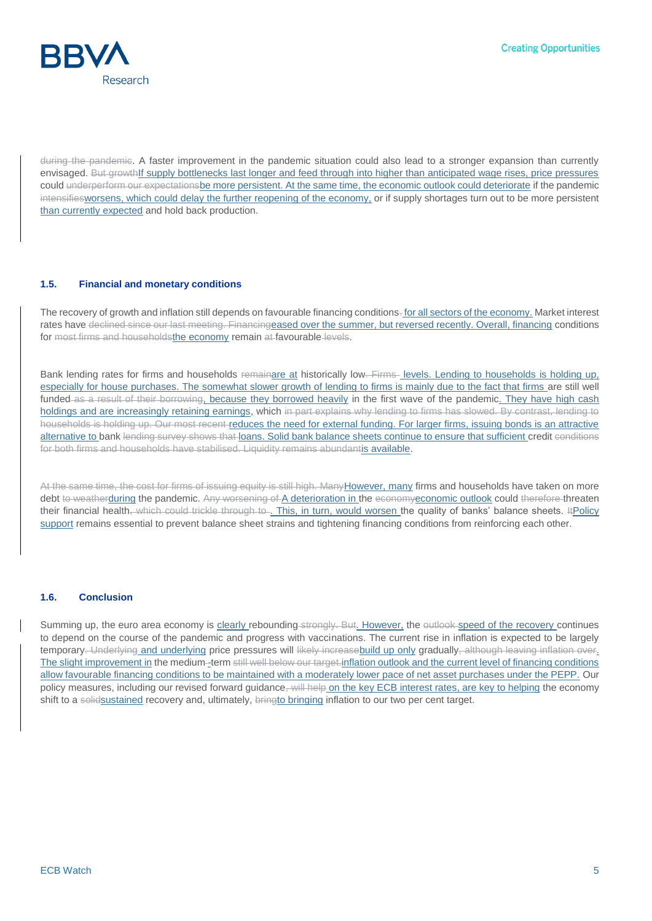~~during the pandemic~~. A faster improvement in the pandemic situation could also lead to a stronger expansion than currently envisaged. ~~But growth~~If supply bottlenecks last longer and feed through into higher than anticipated wage rises, price pressures could ~~underperform our expectations~~be more persistent. At the same time, the economic outlook could deteriorate if the pandemic ~~intensifies~~worsens, which could delay the further reopening of the economy, or if supply shortages turn out to be more persistent than currently expected and hold back production.

### 1.5. Financial and monetary conditions

The recovery of growth and inflation still depends on favourable financing conditions~~.~~ for all sectors of the economy. Market interest rates have ~~declined since our last meeting. Financing~~eased over the summer, but reversed recently. Overall, financing conditions for ~~most firms and households~~the economy remain ~~at~~ favourable ~~levels~~.

Bank lending rates for firms and households ~~remain~~are at historically low~~. Firms~~ levels. Lending to households is holding up, especially for house purchases. The somewhat slower growth of lending to firms is mainly due to the fact that firms are still well funded ~~as a result of their borrowing~~, because they borrowed heavily in the first wave of the pandemic. They have high cash holdings and are increasingly retaining earnings, which ~~in part explains why lending to firms has slowed. By contrast, lending to households is holding up. Our most recent~~ reduces the need for external funding. For larger firms, issuing bonds is an attractive alternative to bank ~~lending survey shows that~~ loans. Solid bank balance sheets continue to ensure that sufficient credit ~~conditions for both firms and households have stabilised. Liquidity remains abundant~~is available.

~~At the same time, the cost for firms of issuing equity is still high. Many~~However, many firms and households have taken on more debt ~~to weather~~during the pandemic. ~~Any worsening of~~ A deterioration in the ~~economy~~economic outlook could ~~therefore~~ threaten their financial health~~, which could trickle through to~~. This, in turn, would worsen the quality of banks' balance sheets. ~~It~~Policy support remains essential to prevent balance sheet strains and tightening financing conditions from reinforcing each other.

### 1.6. Conclusion

Summing up, the euro area economy is clearly rebounding ~~strongly. But~~. However, the ~~outlook~~ speed of the recovery continues to depend on the course of the pandemic and progress with vaccinations. The current rise in inflation is expected to be largely temporary~~. Underlying~~ and underlying price pressures will ~~likely increase~~build up only gradually~~, although leaving inflation over~~. The slight improvement in the medium~~-~~-term ~~still well below our target.~~inflation outlook and the current level of financing conditions allow favourable financing conditions to be maintained with a moderately lower pace of net asset purchases under the PEPP. Our policy measures, including our revised forward guidance~~, will help~~ on the key ECB interest rates, are key to helping the economy shift to a ~~solid~~sustained recovery and, ultimately, ~~bring~~to bringing inflation to our two per cent target.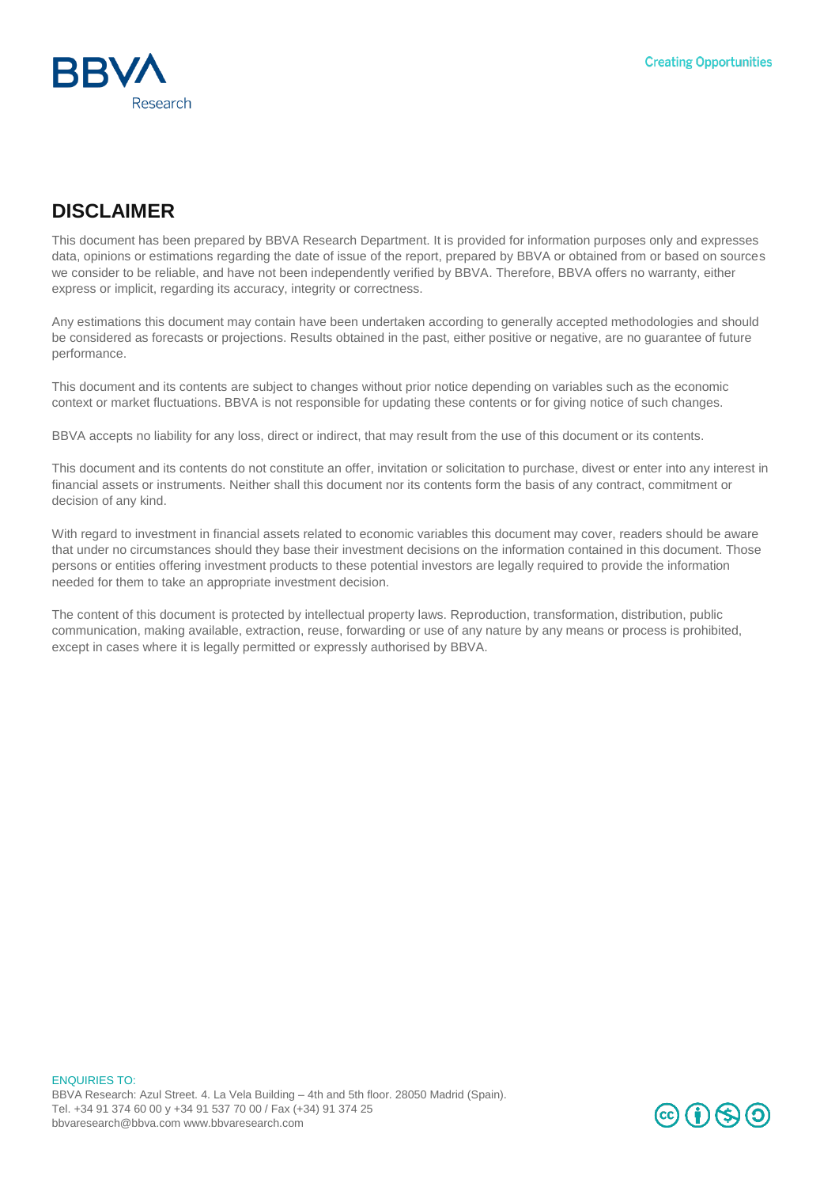## DISCLAIMER

This document has been prepared by BBVA Research Department. It is provided for information purposes only and expresses data, opinions or estimations regarding the date of issue of the report, prepared by BBVA or obtained from or based on sources we consider to be reliable, and have not been independently verified by BBVA. Therefore, BBVA offers no warranty, either express or implicit, regarding its accuracy, integrity or correctness.

Any estimations this document may contain have been undertaken according to generally accepted methodologies and should be considered as forecasts or projections. Results obtained in the past, either positive or negative, are no guarantee of future performance.

This document and its contents are subject to changes without prior notice depending on variables such as the economic context or market fluctuations. BBVA is not responsible for updating these contents or for giving notice of such changes.

BBVA accepts no liability for any loss, direct or indirect, that may result from the use of this document or its contents.

This document and its contents do not constitute an offer, invitation or solicitation to purchase, divest or enter into any interest in financial assets or instruments. Neither shall this document nor its contents form the basis of any contract, commitment or decision of any kind.

With regard to investment in financial assets related to economic variables this document may cover, readers should be aware that under no circumstances should they base their investment decisions on the information contained in this document. Those persons or entities offering investment products to these potential investors are legally required to provide the information needed for them to take an appropriate investment decision.

The content of this document is protected by intellectual property laws. Reproduction, transformation, distribution, public communication, making available, extraction, reuse, forwarding or use of any nature by any means or process is prohibited, except in cases where it is legally permitted or expressly authorised by BBVA.

ENQUIRIES TO:
BBVA Research: Azul Street. 4. La Vela Building – 4th and 5th floor. 28050 Madrid (Spain).
Tel. +34 91 374 60 00 y +34 91 537 70 00 / Fax (+34) 91 374 25
bbvaresearch@bbva.com www.bbvaresearch.com